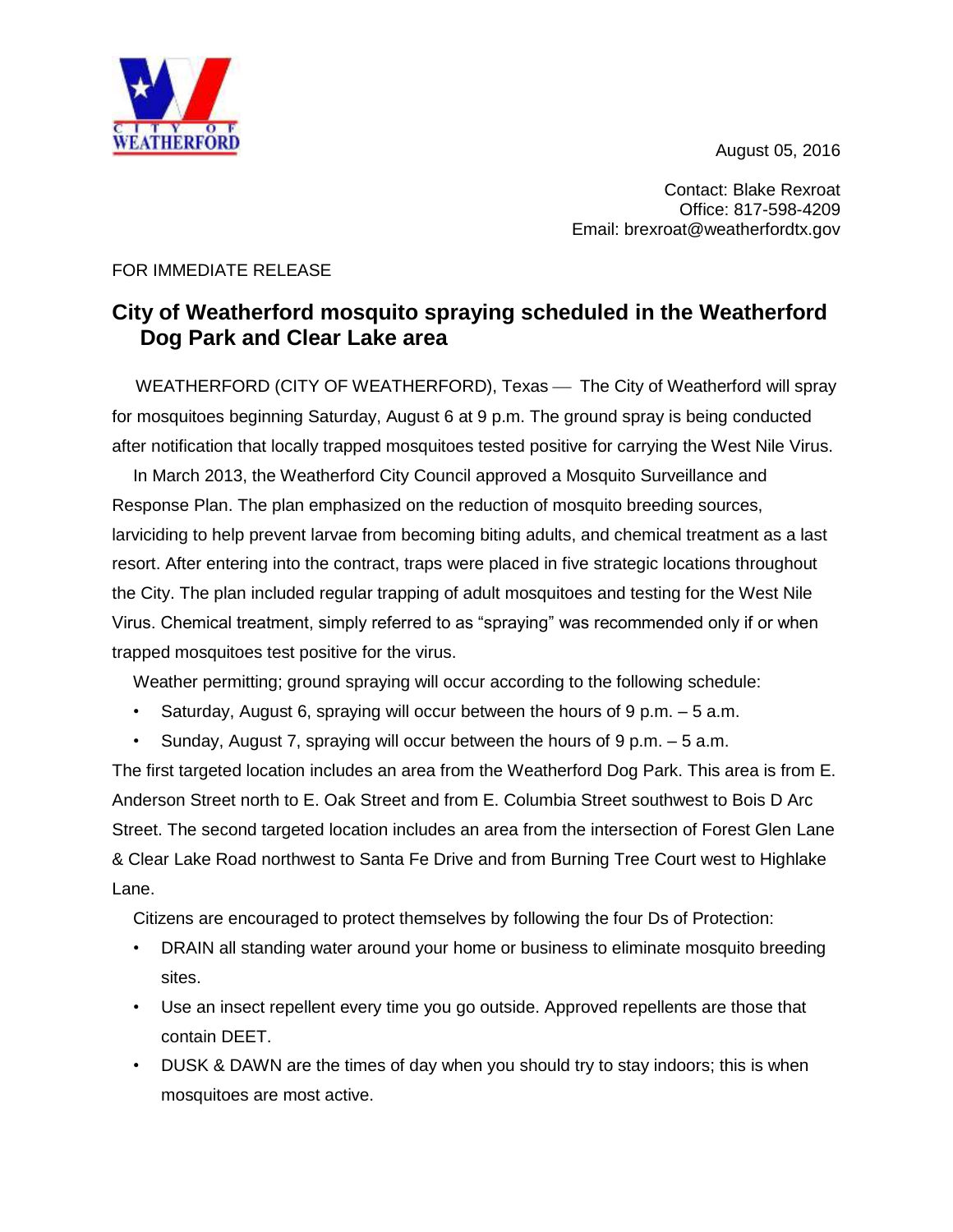August 05, 2016

Contact: Blake Rexroat
Office: 817-598-4209
Email: brexroat@weatherfordtx.gov

FOR IMMEDIATE RELEASE

# City of Weatherford mosquito spraying scheduled in the Weatherford Dog Park and Clear Lake area

WEATHERFORD (CITY OF WEATHERFORD), Texas — The City of Weatherford will spray for mosquitoes beginning Saturday, August 6 at 9 p.m. The ground spray is being conducted after notification that locally trapped mosquitoes tested positive for carrying the West Nile Virus.

In March 2013, the Weatherford City Council approved a Mosquito Surveillance and Response Plan. The plan emphasized on the reduction of mosquito breeding sources, larviciding to help prevent larvae from becoming biting adults, and chemical treatment as a last resort. After entering into the contract, traps were placed in five strategic locations throughout the City. The plan included regular trapping of adult mosquitoes and testing for the West Nile Virus. Chemical treatment, simply referred to as "spraying" was recommended only if or when trapped mosquitoes test positive for the virus.

Weather permitting; ground spraying will occur according to the following schedule:

- Saturday, August 6, spraying will occur between the hours of 9 p.m. – 5 a.m.
- Sunday, August 7, spraying will occur between the hours of 9 p.m. – 5 a.m.

The first targeted location includes an area from the Weatherford Dog Park. This area is from E. Anderson Street north to E. Oak Street and from E. Columbia Street southwest to Bois D Arc Street. The second targeted location includes an area from the intersection of Forest Glen Lane & Clear Lake Road northwest to Santa Fe Drive and from Burning Tree Court west to Highlake Lane.

Citizens are encouraged to protect themselves by following the four Ds of Protection:

- DRAIN all standing water around your home or business to eliminate mosquito breeding sites.
- Use an insect repellent every time you go outside. Approved repellents are those that contain DEET.
- DUSK & DAWN are the times of day when you should try to stay indoors; this is when mosquitoes are most active.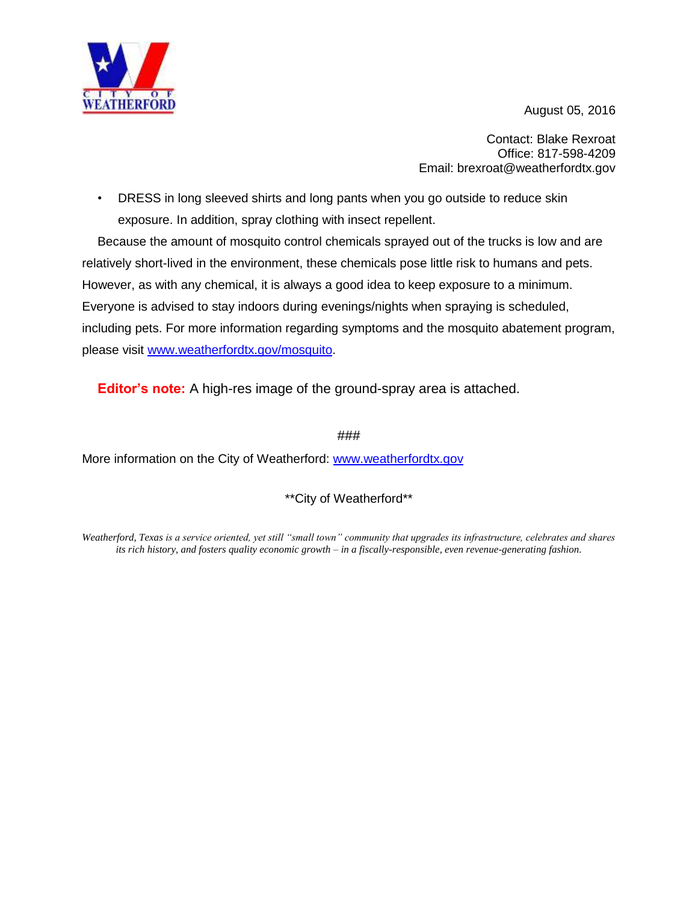August 05, 2016

Contact: Blake Rexroat
Office: 817-598-4209
Email: brexroat@weatherfordtx.gov

- DRESS in long sleeved shirts and long pants when you go outside to reduce skin exposure. In addition, spray clothing with insect repellent.

Because the amount of mosquito control chemicals sprayed out of the trucks is low and are relatively short-lived in the environment, these chemicals pose little risk to humans and pets. However, as with any chemical, it is always a good idea to keep exposure to a minimum. Everyone is advised to stay indoors during evenings/nights when spraying is scheduled, including pets. For more information regarding symptoms and the mosquito abatement program, please visit [www.weatherfordtx.gov/mosquito](http://www.weatherfordtx.gov/mosquito).

**Editor's note:** A high-res image of the ground-spray area is attached.

###

More information on the City of Weatherford: [www.weatherfordtx.gov](http://www.weatherfordtx.gov)

**City of Weatherford**

*Weatherford, Texas is a service oriented, yet still "small town" community that upgrades its infrastructure, celebrates and shares its rich history, and fosters quality economic growth – in a fiscally-responsible, even revenue-generating fashion.*